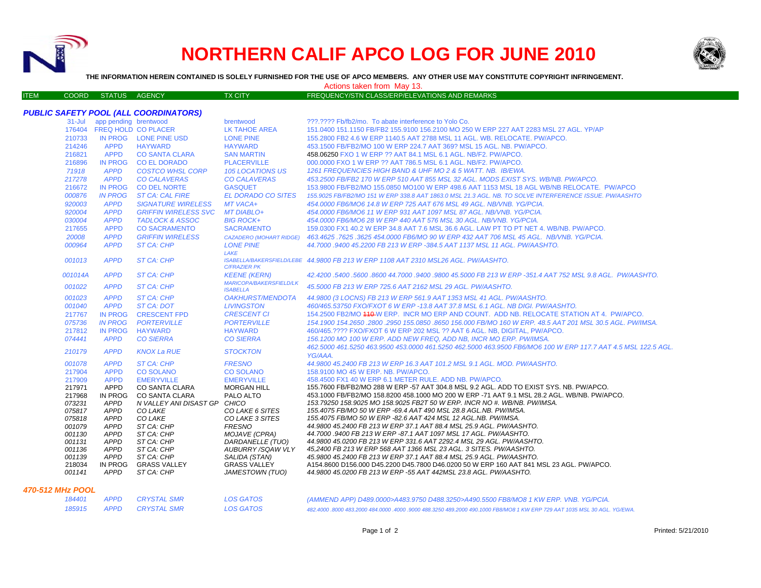# NORTHERN CALIF APCO LOG FOR JUNE 2010

**THE INFORMATION HEREIN CONTAINED IS SOLELY FURNISHED FOR THE USE OF APCO MEMBERS. ANY OTHER USE MAY CONSTITUTE COPYRIGHT INFRINGEMENT.**

Actions taken from May 13.

| ITEM | COORD | STATUS | AGENCY | TX CITY | FREQUENCY/STN CLASS/ERP/ELEVATIONS AND REMARKS |
|---|---|---|---|---|---|

### *PUBLIC SAFETY POOL (ALL COORDINATORS)*

| ITEM | COORD | STATUS | AGENCY | TX CITY | FREQUENCY/STN CLASS/ERP/ELEVATIONS AND REMARKS |
|---|---|---|---|---|---|
| | 31-Jul | app pending | brentwood | brentwood | ???.???? Fb/fb2/mo. To abate interference to Yolo Co. |
| | 176404 | FREQ HOLD | CO PLACER | LK TAHOE AREA | 151.0400 151.1150 FB/FB2 155.9100 156.2100 MO 250 W ERP 227 AAT 2283 MSL 27 AGL. YP/AP |
| | 210733 | IN PROG | LONE PINE USD | LONE PINE | 155.2800 FB2 4.6 W ERP 1140.5 AAT 2788 MSL 11 AGL. WB. RELOCATE. PW/APCO. |
| | 214246 | APPD | HAYWARD | HAYWARD | 453.1500 FB/FB2/MO 100 W ERP 224.7 AAT 369? MSL 15 AGL. NB. PW/APCO. |
| | 216821 | APPD | CO SANTA CLARA | SAN MARTIN | 458.06250 FXO 1 W ERP ?? AAT 84.1 MSL 6.1 AGL. NB/F2. PW/APCO. |
| | 216896 | IN PROG | CO EL DORADO | PLACERVILLE | 000.0000 FXO 1 W ERP ?? AAT 786.5 MSL 6.1 AGL. NB/F2. PW/APCO. |
| | *71918* | *APPD* | *COSTCO WHSL CORP* | *105 LOCATIONS US* | *1261 FREQUENCIES HIGH BAND & UHF MO 2 & 5 WATT. NB. IB/EWA.* |
| | *217278* | *APPD* | *CO CALAVERAS* | *CO CALAVERAS* | *453.2500 FB/FB2 170 W ERP 510 AAT 855 MSL 32 AGL. MODS EXIST SYS. WB/NB. PW/APCO.* |
| | 216672 | IN PROG | CO DEL NORTE | GASQUET | 153.9800 FB/FB2/MO 155.0850 MO100 W ERP 498.6 AAT 1153 MSL 18 AGL WB/NB RELOCATE. PW/APCO |
| | *000876* | *IN PROG* | *ST CA: CAL FIRE* | *EL DORADO CO SITES* | *155.9025 FB/FB2/MO 151 W ERP 338.8 AAT 1863.0 MSL 21.3 AGL. NB. TO SOLVE INTERFERENCE ISSUE. PW/AASHTO* |
| | *920003* | *APPD* | *SIGNATURE WIRELESS* | *MT VACA+* | *454.0000 FB6/MO6 14.8 W ERP 725 AAT 676 MSL 49 AGL. NB/VNB. YG/PCIA.* |
| | *920004* | *APPD* | *GRIFFIN WIRELESS SVC* | *MT DIABLO+* | *454.0000 FB6/MO6 11 W ERP 931 AAT 1097 MSL 87 AGL. NB/VNB. YG/PCIA.* |
| | *030004* | *APPD* | *TADLOCK & ASSOC* | *BIG ROCK+* | *454.0000 FB6/MO6 28 W ERP 440 AAT 576 MSL 30 AGL. NB/VNB. YG/PCIA.* |
| | 217655 | APPD | CO SACRAMENTO | SACRAMENTO | 159.0300 FX1 40.2 W ERP 34.8 AAT 7.6 MSL 36.6 AGL. LAW PT TO PT NET 4. WB/NB. PW/APCO. |
| | *20008* | *APPD* | *GRIFFIN WIRELESS* | *CAZADERO (MOHART RIDGE)* | *463.4625 .7625 .3625 454.0000 FB6/MO6 90 W ERP 432 AAT 706 MSL 45 AGL. NB/VNB. YG/PCIA.* |
| | *000964* | *APPD* | *ST CA: CHP* | *LONE PINE* | *44.7000 .9400 45.2200 FB 213 W ERP -384.5 AAT 1137 MSL 11 AGL. PW/AASHTO.* |
| | *001013* | *APPD* | *ST CA: CHP* | *LAKE ISABELLA/BAKERSFIELD/LEBEC/FRAZIER PK* | *44.9800 FB 213 W ERP 1108 AAT 2310 MSL26 AGL. PW/AASHTO.* |
| | *001014A* | *APPD* | *ST CA: CHP* | *KEENE (KERN)* | *42.4200 .5400 .5600 .8600 44.7000 .9400 .9800 45.5000 FB 213 W ERP -351.4 AAT 752 MSL 9.8 AGL. PW/AASHTO.* |
| | *001022* | *APPD* | *ST CA: CHP* | *MARICOPA/BAKERSFIELD/LK ISABELLA* | *45.5000 FB 213 W ERP 725.6 AAT 2162 MSL 29 AGL. PW/AASHTO.* |
| | *001023* | *APPD* | *ST CA: CHP* | *OAKHURST/MENDOTA* | *44.9800 (3 LOCNS) FB 213 W ERP 561.9 AAT 1353 MSL 41 AGL. PW/AASHTO.* |
| | *001040* | *APPD* | *ST CA: DOT* | *LIVINGSTON* | *460/465.53750 FXO/FXOT 6 W ERP -13.8 AAT 37.8 MSL 6.1 AGL. NB DIGI. PW/AASHTO.* |
| | 217767 | IN PROG | CRESCENT FPD | *CRESCENT CI* | 154.2500 FB2/MO ~~110~~ W ERP. INCR MO ERP AND COUNT. ADD NB. RELOCATE STATION AT 4. PW/APCO. |
| | *075736* | *IN PROG* | *PORTERVILLE* | *PORTERVILLE* | *154.1900 154.2650 .2800 .2950 155.0850 .8650 156.000 FB/MO 160 W ERP. 48.5 AAT 201 MSL 30.5 AGL. PW/IMSA.* |
| | 217812 | IN PROG | HAYWARD | HAYWARD | 460/465.???? FXO/FXOT 6 W ERP 202 MSL ?? AAT 6 AGL. NB, DIGITAL, PW/APCO. |
| | *074441* | *APPD* | *CO SIERRA* | *CO SIERRA* | *156.1200 MO 100 W ERP. ADD NEW FREQ, ADD NB, INCR MO ERP. PW/IMSA.* |
| | *210179* | *APPD* | *KNOX La RUE* | *STOCKTON* | *462.5000 461.5250 463.9500 453.0000 461.5250 462.5000 463.9500 FB6/MO6 100 W ERP 117.7 AAT 4.5 MSL 122.5 AGL. YG/AAA.* |
| | *001078* | *APPD* | *ST CA: CHP* | *FRESNO* | *44.9800 45.2400 FB 213 W ERP 16.3 AAT 101.2 MSL 9.1 AGL. MOD. PW/AASHTO.* |
| | 217904 | APPD | CO SOLANO | CO SOLANO | 158.9100 MO 45 W ERP. NB. PW/APCO. |
| | 217909 | APPD | EMERYVILLE | EMERYVILLE | 458.4500 FX1 40 W ERP 6.1 METER RULE. ADD NB. PW/APCO. |
| | 217971 | APPD | CO SANTA CLARA | MORGAN HILL | 155.7600 FB/FB2/MO 288 W ERP -57 AAT 304.8 MSL 9.2 AGL. ADD TO EXIST SYS. NB. PW/APCO. |
| | 217968 | IN PROG | CO SANTA CLARA | PALO ALTO | 453.1000 FB/FB2/MO 158.8200 458.1000 MO 200 W ERP -71 AAT 9.1 MSL 28.2 AGL. WB/NB. PW/APCO. |
| | *073231* | *APPD* | *N VALLEY ANI DISAST GP* | *CHICO* | *153.79250 158.9025 MO 158.9025 FB2T 50 W ERP. INCR NO #. WB/NB. PW/IMSA.* |
| | *075817* | *APPD* | *CO LAKE* | *CO LAKE 6 SITES* | *155.4075 FB/MO 50 W ERP -69.4 AAT 490 MSL 28.8 AGL.NB. PW/IMSA.* |
| | *075818* | *APPD* | *CO LAKE* | *CO LAKE 3 SITES* | *155.4075 FB/MO 50 W ERP -82.6 AAT 424 MSL 12 AGL.NB. PW/IMSA.* |
| | *001079* | *APPD* | *ST CA: CHP* | *FRESNO* | *44.9800 45.2400 FB 213 W ERP 37.1 AAT 88.4 MSL 25.9 AGL. PW/AASHTO.* |
| | *001130* | *APPD* | *ST CA: CHP* | *MOJAVE (CPRA)* | *44.7000 .9400 FB 213 W ERP -87.1 AAT 1097 MSL 17 AGL. PW/AASHTO.* |
| | *001131* | *APPD* | *ST CA: CHP* | *DARDANELLE (TUO)* | *44.9800 45.0200 FB 213 W ERP 331.6 AAT 2292.4 MSL 29 AGL. PW/AASHTO.* |
| | *001136* | *APPD* | *ST CA: CHP* | *AUBURRY /SQAW VLY* | *45,2400 FB 213 W ERP 568 AAT 1366 MSL 23 AGL. 3 SITES. PW/AASHTO.* |
| | *001139* | *APPD* | *ST CA: CHP* | *SALIDA (STAN)* | *45.9800 45.2400 FB 213 W ERP 37.1 AAT 88.4 MSL 25.9 AGL. PW/AASHTO.* |
| | 218034 | IN PROG | GRASS VALLEY | GRASS VALLEY | A154.8600 D156.000 D45.2200 D45.7800 D46.0200 50 W ERP 160 AAT 841 MSL 23 AGL. PW/APCO. |
| | *001141* | *APPD* | *ST CA: CHP* | *JAMESTOWN (TUO)* | *44.9800 45.0200 FB 213 W ERP -55 AAT 442MSL 23.8 AGL. PW/AASHTO.* |

### *470-512 MHz POOL*

| ITEM | COORD | STATUS | AGENCY | TX CITY | FREQUENCY/STN CLASS/ERP/ELEVATIONS AND REMARKS |
|---|---|---|---|---|---|
| | *184401* | *APPD* | *CRYSTAL SMR* | *LOS GATOS* | *(AMMEND APP) D489.0000>A483.9750 D488.3250>A490.5500 FB8/MO8 1 KW ERP. VNB. YG/PCIA.* |
| | *185915* | *APPD* | *CRYSTAL SMR* | *LOS GATOS* | *482.4000 .8000 483.2000 484.0000 .4000 .9000 488.3250 489.2000 490.1000 FB8/MO8 1 KW ERP 729 AAT 1035 MSL 30 AGL. YG/EWA.* |

Printed: 5/21/2010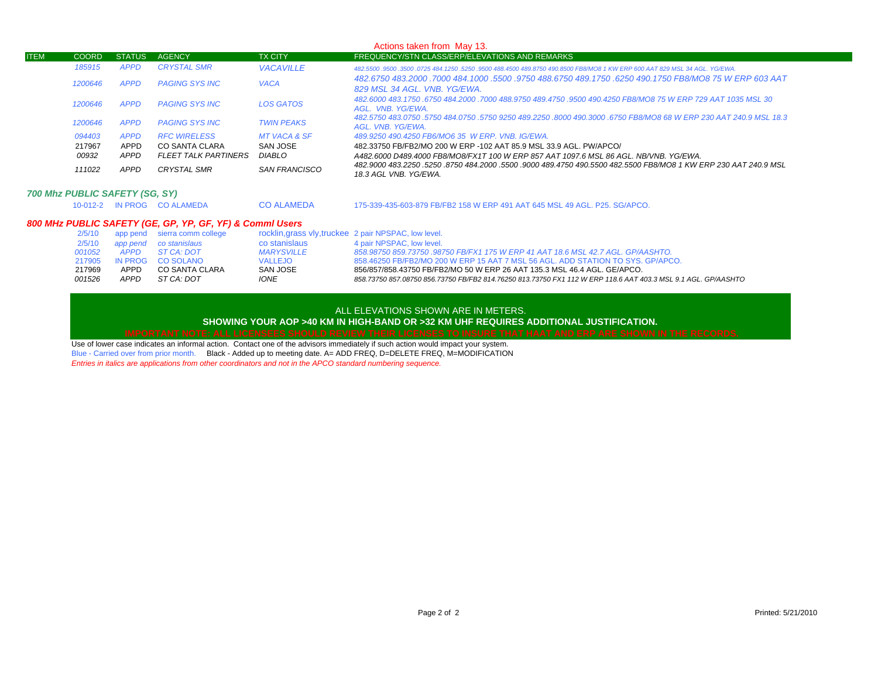Actions taken from May 13.

| ITEM | COORD | STATUS | AGENCY | TX CITY | FREQUENCY/STN CLASS/ERP/ELEVATIONS AND REMARKS |
|---|---|---|---|---|---|
| | *185915* | *APPD* | *CRYSTAL SMR* | *VACAVILLE* | *482.5500 .9500 .3500 .0725 484.1250 .5250 .9500 488.4500 489.8750 490.8500 FB8/MO8 1 KW ERP 600 AAT 829 MSL 34 AGL. YG/EWA.* |
| | *1200646* | *APPD* | *PAGING SYS INC* | *VACA* | *482.6750 483.2000 .7000 484.1000 .5500 .9750 488.6750 489.1750 .6250 490.1750 FB8/MO8 75 W ERP 603 AAT 829 MSL 34 AGL. VNB. YG/EWA.* |
| | *1200646* | *APPD* | *PAGING SYS INC* | *LOS GATOS* | *482.6000 483.1750 .6750 484.2000 .7000 488.9750 489.4750 .9500 490.4250 FB8/MO8 75 W ERP 729 AAT 1035 MSL 30 AGL. VNB. YG/EWA.* |
| | *1200646* | *APPD* | *PAGING SYS INC* | *TWIN PEAKS* | *482.5750 483.0750 .5750 484.0750 .5750 9250 489.2250 .8000 490.3000 .6750 FB8/MO8 68 W ERP 230 AAT 240.9 MSL 18.3 AGL. VNB. YG/EWA.* |
| | *094403* | *APPD* | *RFC WIRELESS* | *MT VACA & SF* | *489.9250 490.4250 FB6/MO6 35 W ERP. VNB. IG/EWA.* |
| | 217967 | APPD | CO SANTA CLARA | SAN JOSE | 482.33750 FB/FB2/MO 200 W ERP -102 AAT 85.9 MSL 33.9 AGL. PW/APCO/ |
| | *00932* | *APPD* | *FLEET TALK PARTINERS* | *DIABLO* | *A482.6000 D489.4000 FB8/MO8/FX1T 100 W ERP 857 AAT 1097.6 MSL 86 AGL. NB/VNB. YG/EWA.* |
| | *111022* | *APPD* | *CRYSTAL SMR* | *SAN FRANCISCO* | *482.9000 483.2250 .5250 .8750 484.2000 .5500 .9000 489.4750 490.5500 482.5500 FB8/MO8 1 KW ERP 230 AAT 240.9 MSL 18.3 AGL VNB. YG/EWA.* |

### *700 Mhz PUBLIC SAFETY (SG, SY)*

| | | | | | |
|---|---|---|---|---|---|
| | 10-012-2 | IN PROG | CO ALAMEDA | CO ALAMEDA | 175-339-435-603-879 FB/FB2 158 W ERP 491 AAT 645 MSL 49 AGL. P25. SG/APCO. |

### *800 MHz PUBLIC SAFETY (GE, GP, YP, GF, YF) & Comml Users*

| | | | | | |
|---|---|---|---|---|---|
| | 2/5/10 | app pend | sierra comm college | rocklin,grass vly,truckee | 2 pair NPSPAC, low level. |
| | 2/5/10 | *app pend* | *co stanislaus* | co stanislaus | 4 pair NPSPAC, low level. |
| | *001052* | *APPD* | *ST CA: DOT* | *MARYSVILLE* | *858.98750 859.73750 .98750 FB/FX1 175 W ERP 41 AAT 18.6 MSL 42.7 AGL. GP/AASHTO.* |
| | 217905 | IN PROG | CO SOLANO | VALLEJO | 858.46250 FB/FB2/MO 200 W ERP 15 AAT 7 MSL 56 AGL. ADD STATION TO SYS. GP/APCO. |
| | 217969 | APPD | CO SANTA CLARA | SAN JOSE | 856/857/858.43750 FB/FB2/MO 50 W ERP 26 AAT 135.3 MSL 46.4 AGL. GE/APCO. |
| | *001526* | *APPD* | *ST CA: DOT* | *IONE* | *858.73750 857.08750 856.73750 FB/FB2 814.76250 813.73750 FX1 112 W ERP 118.6 AAT 403.3 MSL 9.1 AGL. GP/AASHTO* |

ALL ELEVATIONS SHOWN ARE IN METERS.

**SHOWING YOUR AOP >40 KM IN HIGH-BAND OR >32 KM UHF REQUIRES ADDITIONAL JUSTIFICATION.**

**IMPORTANT NOTE: ALL LICENSEES SHOULD REVIEW THEIR LICENSES TO INSURE THAT HAAT AND ERP ARE SHOWN IN THE RECORDS.**

Use of lower case indicates an informal action. Contact one of the advisors immediately if such action would impact your system.

Blue - Carried over from prior month. Black - Added up to meeting date. A= ADD FREQ, D=DELETE FREQ, M=MODIFICATION

*Entries in italics are applications from other coordinators and not in the APCO standard numbering sequence.*

Printed: 5/21/2010